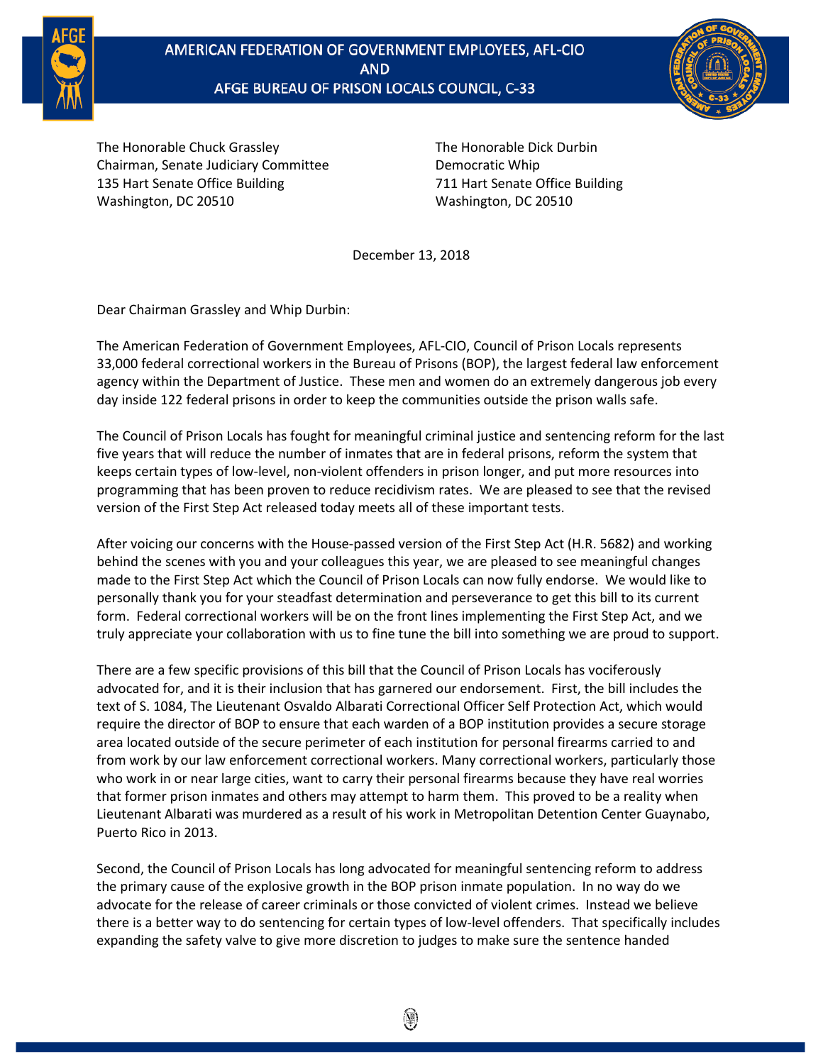# AMERICAN FEDERATION OF GOVERNMENT EMPLOYEES, AFL-CIO AND AFGE BUREAU OF PRISON LOCALS COUNCIL, C-33

The Honorable Chuck Grassley
Chairman, Senate Judiciary Committee
135 Hart Senate Office Building
Washington, DC 20510

The Honorable Dick Durbin
Democratic Whip
711 Hart Senate Office Building
Washington, DC 20510

December 13, 2018

Dear Chairman Grassley and Whip Durbin:

The American Federation of Government Employees, AFL-CIO, Council of Prison Locals represents 33,000 federal correctional workers in the Bureau of Prisons (BOP), the largest federal law enforcement agency within the Department of Justice. These men and women do an extremely dangerous job every day inside 122 federal prisons in order to keep the communities outside the prison walls safe.

The Council of Prison Locals has fought for meaningful criminal justice and sentencing reform for the last five years that will reduce the number of inmates that are in federal prisons, reform the system that keeps certain types of low-level, non-violent offenders in prison longer, and put more resources into programming that has been proven to reduce recidivism rates. We are pleased to see that the revised version of the First Step Act released today meets all of these important tests.

After voicing our concerns with the House-passed version of the First Step Act (H.R. 5682) and working behind the scenes with you and your colleagues this year, we are pleased to see meaningful changes made to the First Step Act which the Council of Prison Locals can now fully endorse. We would like to personally thank you for your steadfast determination and perseverance to get this bill to its current form. Federal correctional workers will be on the front lines implementing the First Step Act, and we truly appreciate your collaboration with us to fine tune the bill into something we are proud to support.

There are a few specific provisions of this bill that the Council of Prison Locals has vociferously advocated for, and it is their inclusion that has garnered our endorsement. First, the bill includes the text of S. 1084, The Lieutenant Osvaldo Albarati Correctional Officer Self Protection Act, which would require the director of BOP to ensure that each warden of a BOP institution provides a secure storage area located outside of the secure perimeter of each institution for personal firearms carried to and from work by our law enforcement correctional workers. Many correctional workers, particularly those who work in or near large cities, want to carry their personal firearms because they have real worries that former prison inmates and others may attempt to harm them. This proved to be a reality when Lieutenant Albarati was murdered as a result of his work in Metropolitan Detention Center Guaynabo, Puerto Rico in 2013.

Second, the Council of Prison Locals has long advocated for meaningful sentencing reform to address the primary cause of the explosive growth in the BOP prison inmate population. In no way do we advocate for the release of career criminals or those convicted of violent crimes. Instead we believe there is a better way to do sentencing for certain types of low-level offenders. That specifically includes expanding the safety valve to give more discretion to judges to make sure the sentence handed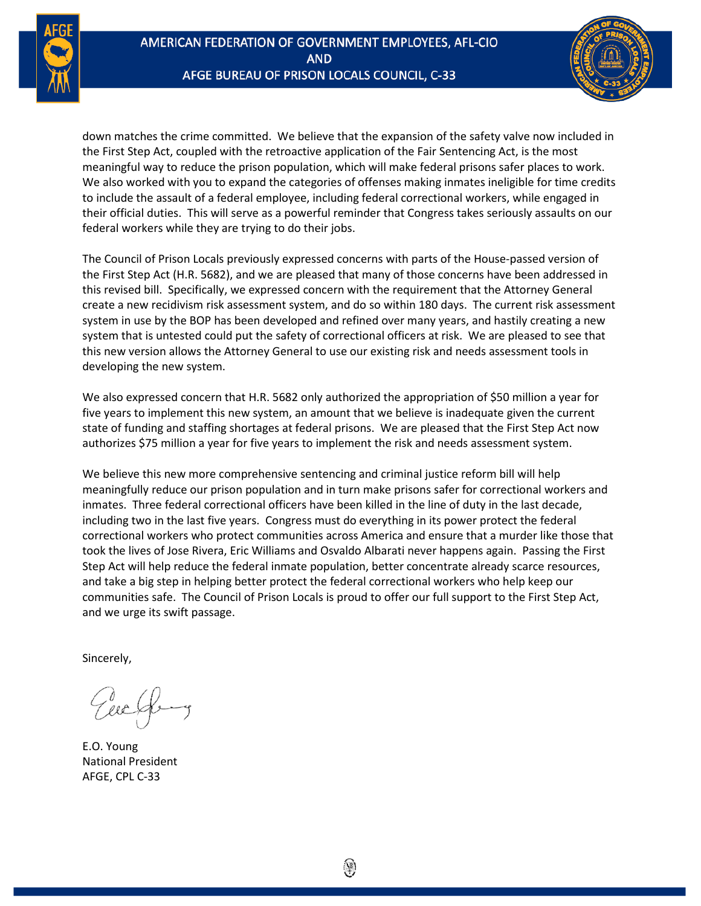down matches the crime committed. We believe that the expansion of the safety valve now included in the First Step Act, coupled with the retroactive application of the Fair Sentencing Act, is the most meaningful way to reduce the prison population, which will make federal prisons safer places to work. We also worked with you to expand the categories of offenses making inmates ineligible for time credits to include the assault of a federal employee, including federal correctional workers, while engaged in their official duties. This will serve as a powerful reminder that Congress takes seriously assaults on our federal workers while they are trying to do their jobs.

The Council of Prison Locals previously expressed concerns with parts of the House-passed version of the First Step Act (H.R. 5682), and we are pleased that many of those concerns have been addressed in this revised bill. Specifically, we expressed concern with the requirement that the Attorney General create a new recidivism risk assessment system, and do so within 180 days. The current risk assessment system in use by the BOP has been developed and refined over many years, and hastily creating a new system that is untested could put the safety of correctional officers at risk. We are pleased to see that this new version allows the Attorney General to use our existing risk and needs assessment tools in developing the new system.

We also expressed concern that H.R. 5682 only authorized the appropriation of $50 million a year for five years to implement this new system, an amount that we believe is inadequate given the current state of funding and staffing shortages at federal prisons. We are pleased that the First Step Act now authorizes $75 million a year for five years to implement the risk and needs assessment system.

We believe this new more comprehensive sentencing and criminal justice reform bill will help meaningfully reduce our prison population and in turn make prisons safer for correctional workers and inmates. Three federal correctional officers have been killed in the line of duty in the last decade, including two in the last five years. Congress must do everything in its power protect the federal correctional workers who protect communities across America and ensure that a murder like those that took the lives of Jose Rivera, Eric Williams and Osvaldo Albarati never happens again. Passing the First Step Act will help reduce the federal inmate population, better concentrate already scarce resources, and take a big step in helping better protect the federal correctional workers who help keep our communities safe. The Council of Prison Locals is proud to offer our full support to the First Step Act, and we urge its swift passage.

Sincerely,

E.O. Young
National President
AFGE, CPL C-33